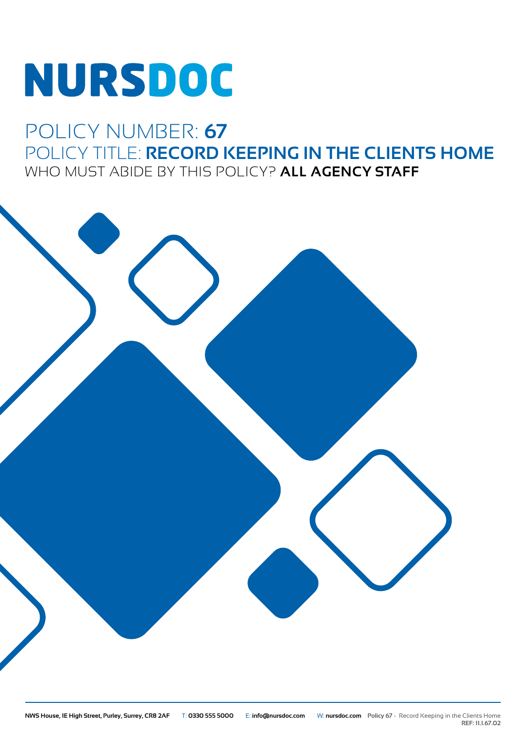# NURSDOC

POLICY NUMBER: **67**

POLICY TITLE: **RECORD KEEPING IN THE CLIENTS HOME**

WHO MUST ABIDE BY THIS POLICY? **ALL AGENCY STAFF**

**NWS House, 1E High Street, Purley, Surrey, CR8 2AF** T: **0330 555 5000** E: **info@nursdoc.com** W: **nursdoc.com** **Policy 67** - Record Keeping in the Clients Home **REF: 11.1.67.02**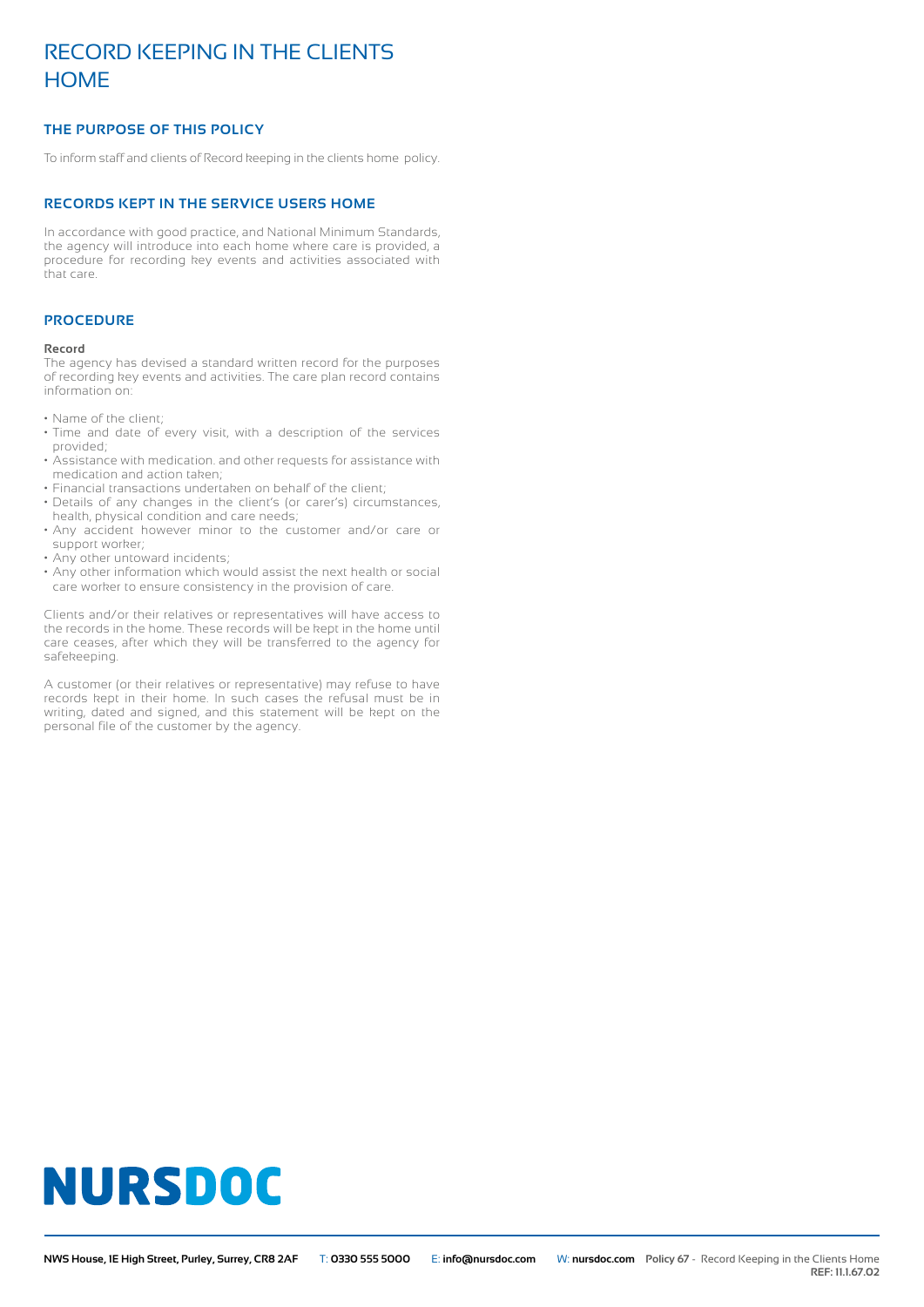# RECORD KEEPING IN THE CLIENTS HOME

## THE PURPOSE OF THIS POLICY

To inform staff and clients of Record keeping in the clients home policy.

## RECORDS KEPT IN THE SERVICE USERS HOME

In accordance with good practice, and National Minimum Standards, the agency will introduce into each home where care is provided, a procedure for recording key events and activities associated with that care.

## PROCEDURE

**Record**

The agency has devised a standard written record for the purposes of recording key events and activities. The care plan record contains information on:

- Name of the client;
- Time and date of every visit, with a description of the services provided;
- Assistance with medication. and other requests for assistance with medication and action taken;
- Financial transactions undertaken on behalf of the client;
- Details of any changes in the client's (or carer's) circumstances, health, physical condition and care needs;
- Any accident however minor to the customer and/or care or support worker;
- Any other untoward incidents;
- Any other information which would assist the next health or social care worker to ensure consistency in the provision of care.

Clients and/or their relatives or representatives will have access to the records in the home. These records will be kept in the home until care ceases, after which they will be transferred to the agency for safekeeping.

A customer (or their relatives or representative) may refuse to have records kept in their home. In such cases the refusal must be in writing, dated and signed, and this statement will be kept on the personal file of the customer by the agency.

NURSDOC

NWS House, 1E High Street, Purley, Surrey, CR8 2AF T: 0330 555 5000 E: info@nursdoc.com W: nursdoc.com **Policy 67** - Record Keeping in the Clients Home
**REF: 11.1.67.02**